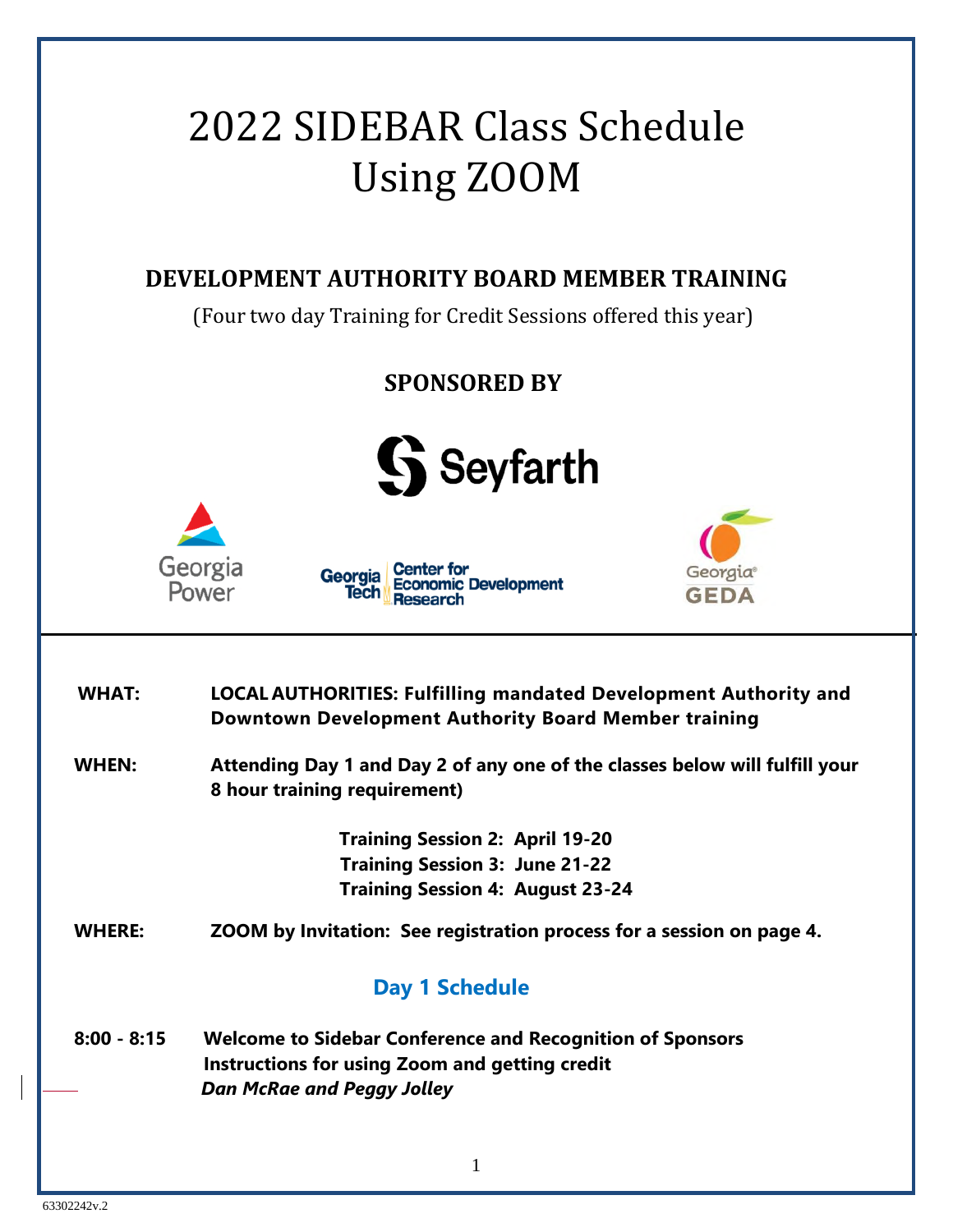# 2022 SIDEBAR Class Schedule Using ZOOM

## DEVELOPMENT AUTHORITY BOARD MEMBER TRAINING

(Four two day Training for Credit Sessions offered this year)

### SPONSORED BY

Seyfarth

Georgia Power

Georgia Tech Center for Economic Development Research

Georgia GEDA

**WHAT:** **LOCAL AUTHORITIES: Fulfilling mandated Development Authority and Downtown Development Authority Board Member training**

**WHEN:** **Attending Day 1 and Day 2 of any one of the classes below will fulfill your 8 hour training requirement)**

**Training Session 2: April 19-20**
**Training Session 3: June 21-22**
**Training Session 4: August 23-24**

**WHERE:** **ZOOM by Invitation: See registration process for a session on page 4.**

## Day 1 Schedule

**8:00 - 8:15** **Welcome to Sidebar Conference and Recognition of Sponsors**
**Instructions for using Zoom and getting credit**
***Dan McRae and Peggy Jolley***

63302242v.2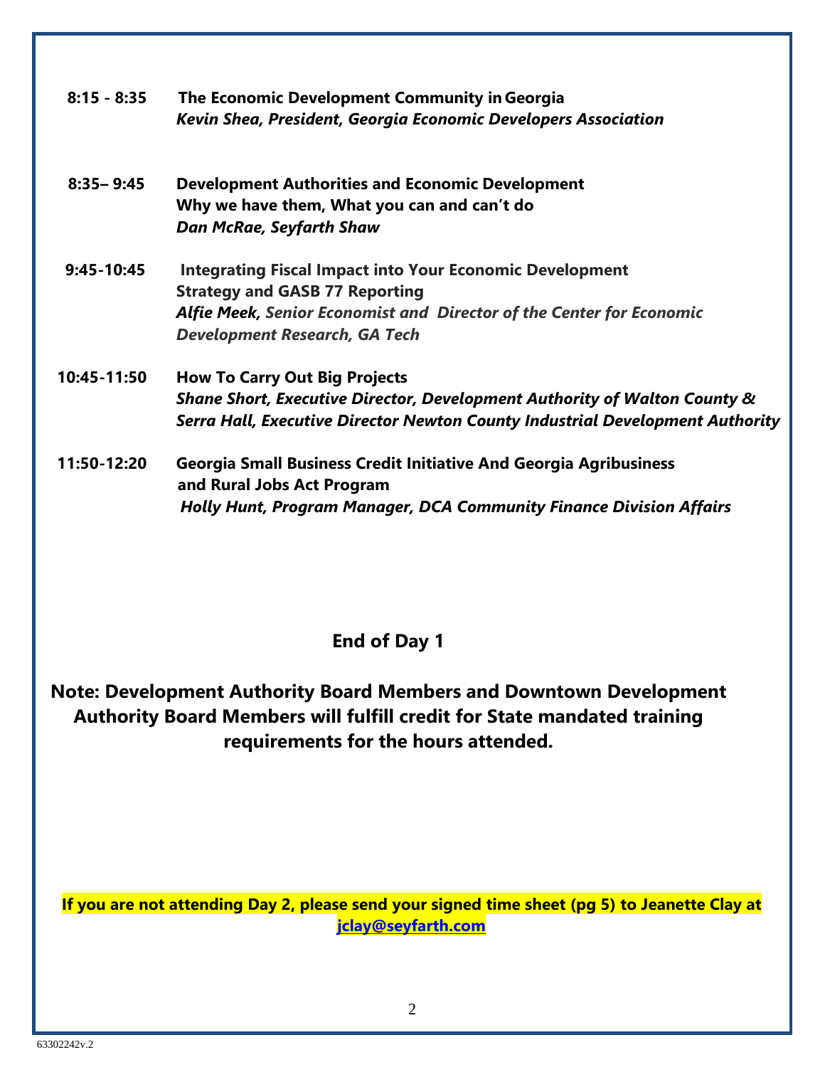**8:15 - 8:35** **The Economic Development Community in Georgia**
***Kevin Shea, President, Georgia Economic Developers Association***

**8:35– 9:45** **Development Authorities and Economic Development**
**Why we have them, What you can and can't do**
***Dan McRae, Seyfarth Shaw***

**9:45-10:45** **Integrating Fiscal Impact into Your Economic Development Strategy and GASB 77 Reporting**
***Alfie Meek, Senior Economist and Director of the Center for Economic Development Research, GA Tech***

**10:45-11:50** **How To Carry Out Big Projects**
***Shane Short, Executive Director, Development Authority of Walton County & Serra Hall, Executive Director Newton County Industrial Development Authority***

**11:50-12:20** **Georgia Small Business Credit Initiative And Georgia Agribusiness and Rural Jobs Act Program**
***Holly Hunt, Program Manager, DCA Community Finance Division Affairs***

## End of Day 1

**Note: Development Authority Board Members and Downtown Development Authority Board Members will fulfill credit for State mandated training requirements for the hours attended.**

**If you are not attending Day 2, please send your signed time sheet (pg 5) to Jeanette Clay at jclay@seyfarth.com**

63302242v.2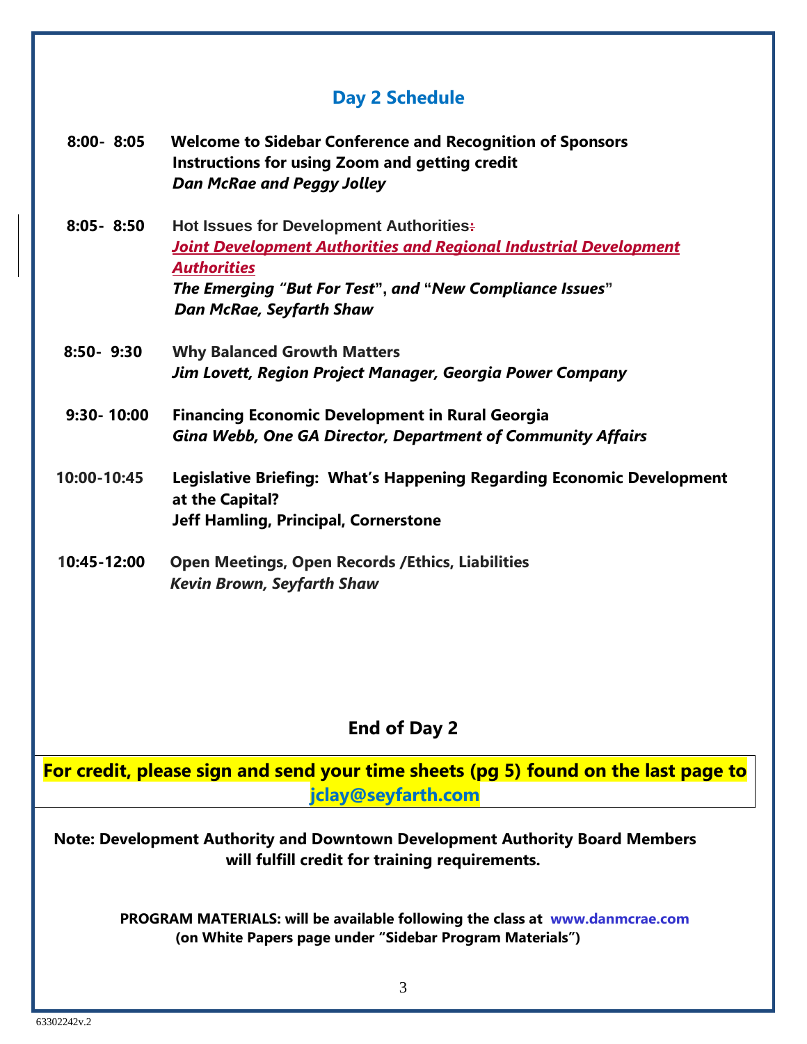## Day 2 Schedule

| | |
|---|---|
| **8:00- 8:05** | **Welcome to Sidebar Conference and Recognition of Sponsors**<br>**Instructions for using Zoom and getting credit**<br>***Dan McRae and Peggy Jolley*** |
| **8:05- 8:50** | **Hot Issues for Development Authorities:**<br>***Joint Development Authorities and Regional Industrial Development Authorities***<br>***The Emerging "But For Test", and "New Compliance Issues"***<br>***Dan McRae, Seyfarth Shaw*** |
| **8:50- 9:30** | **Why Balanced Growth Matters**<br>***Jim Lovett, Region Project Manager, Georgia Power Company*** |
| **9:30- 10:00** | **Financing Economic Development in Rural Georgia**<br>***Gina Webb, One GA Director, Department of Community Affairs*** |
| **10:00-10:45** | **Legislative Briefing: What's Happening Regarding Economic Development at the Capital?**<br>**Jeff Hamling, Principal, Cornerstone** |
| **10:45-12:00** | **Open Meetings, Open Records /Ethics, Liabilities**<br>***Kevin Brown, Seyfarth Shaw*** |

### End of Day 2

**For credit, please sign and send your time sheets (pg 5) found on the last page to jclay@seyfarth.com**

**Note: Development Authority and Downtown Development Authority Board Members will fulfill credit for training requirements.**

**PROGRAM MATERIALS: will be available following the class at www.danmcrae.com (on White Papers page under "Sidebar Program Materials")**

63302242v.2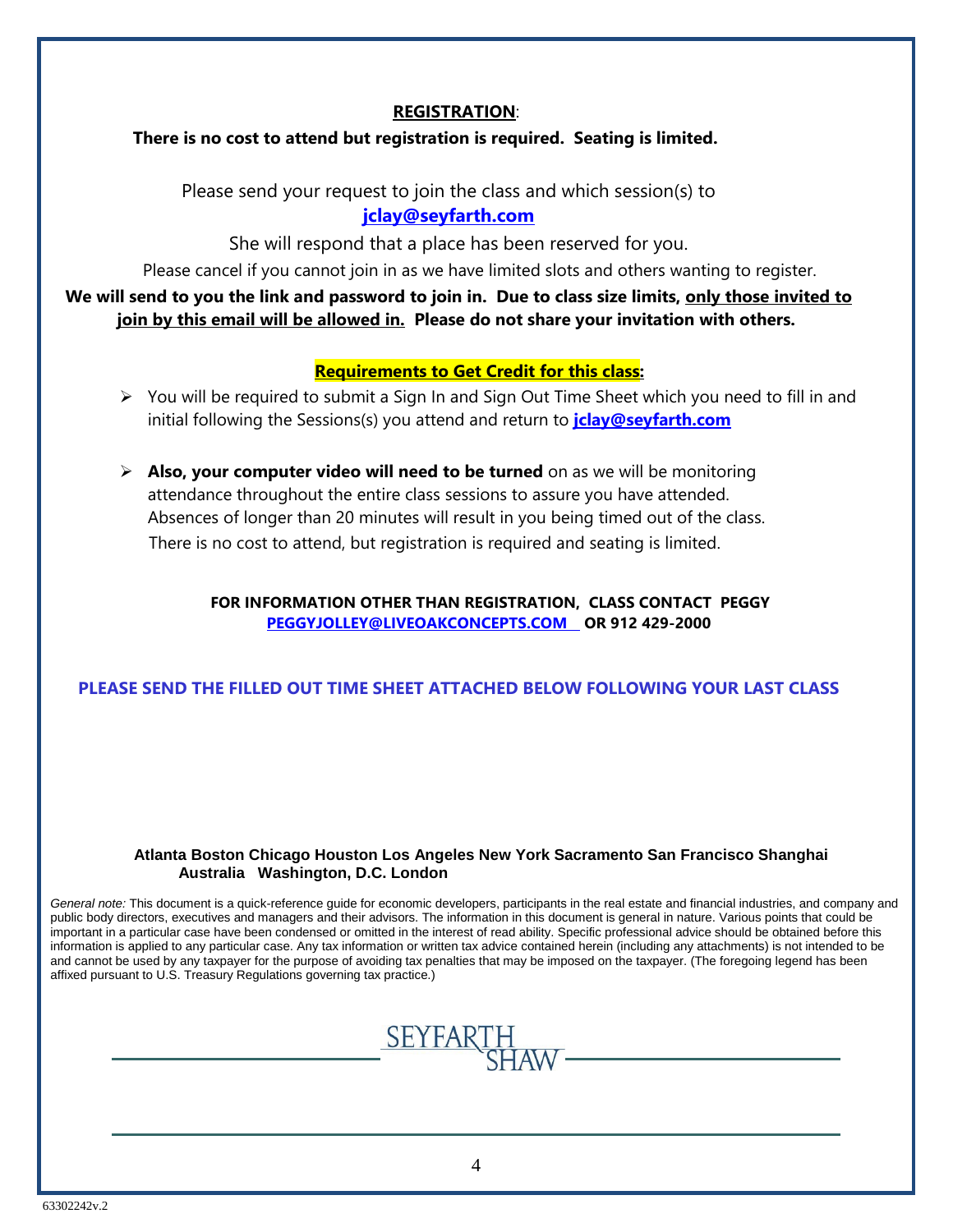## **REGISTRATION**:

**There is no cost to attend but registration is required. Seating is limited.**

Please send your request to join the class and which session(s) to
**jclay@seyfarth.com**

She will respond that a place has been reserved for you.

Please cancel if you cannot join in as we have limited slots and others wanting to register.

**We will send to you the link and password to join in. Due to class size limits, only those invited to join by this email will be allowed in. Please do not share your invitation with others.**

**Requirements to Get Credit for this class:**

- You will be required to submit a Sign In and Sign Out Time Sheet which you need to fill in and initial following the Sessions(s) you attend and return to **jclay@seyfarth.com**
- **Also, your computer video will need to be turned** on as we will be monitoring attendance throughout the entire class sessions to assure you have attended. Absences of longer than 20 minutes will result in you being timed out of the class. There is no cost to attend, but registration is required and seating is limited.

**FOR INFORMATION OTHER THAN REGISTRATION, CLASS CONTACT PEGGY PEGGYJOLLEY@LIVEOAKCONCEPTS.COM OR 912 429-2000**

**PLEASE SEND THE FILLED OUT TIME SHEET ATTACHED BELOW FOLLOWING YOUR LAST CLASS**

**Atlanta Boston Chicago Houston Los Angeles New York Sacramento San Francisco Shanghai Australia Washington, D.C. London**

*General note:* This document is a quick-reference guide for economic developers, participants in the real estate and financial industries, and company and public body directors, executives and managers and their advisors. The information in this document is general in nature. Various points that could be important in a particular case have been condensed or omitted in the interest of read ability. Specific professional advice should be obtained before this information is applied to any particular case. Any tax information or written tax advice contained herein (including any attachments) is not intended to be and cannot be used by any taxpayer for the purpose of avoiding tax penalties that may be imposed on the taxpayer. (The foregoing legend has been affixed pursuant to U.S. Treasury Regulations governing tax practice.)

SEYFARTH SHAW

63302242v.2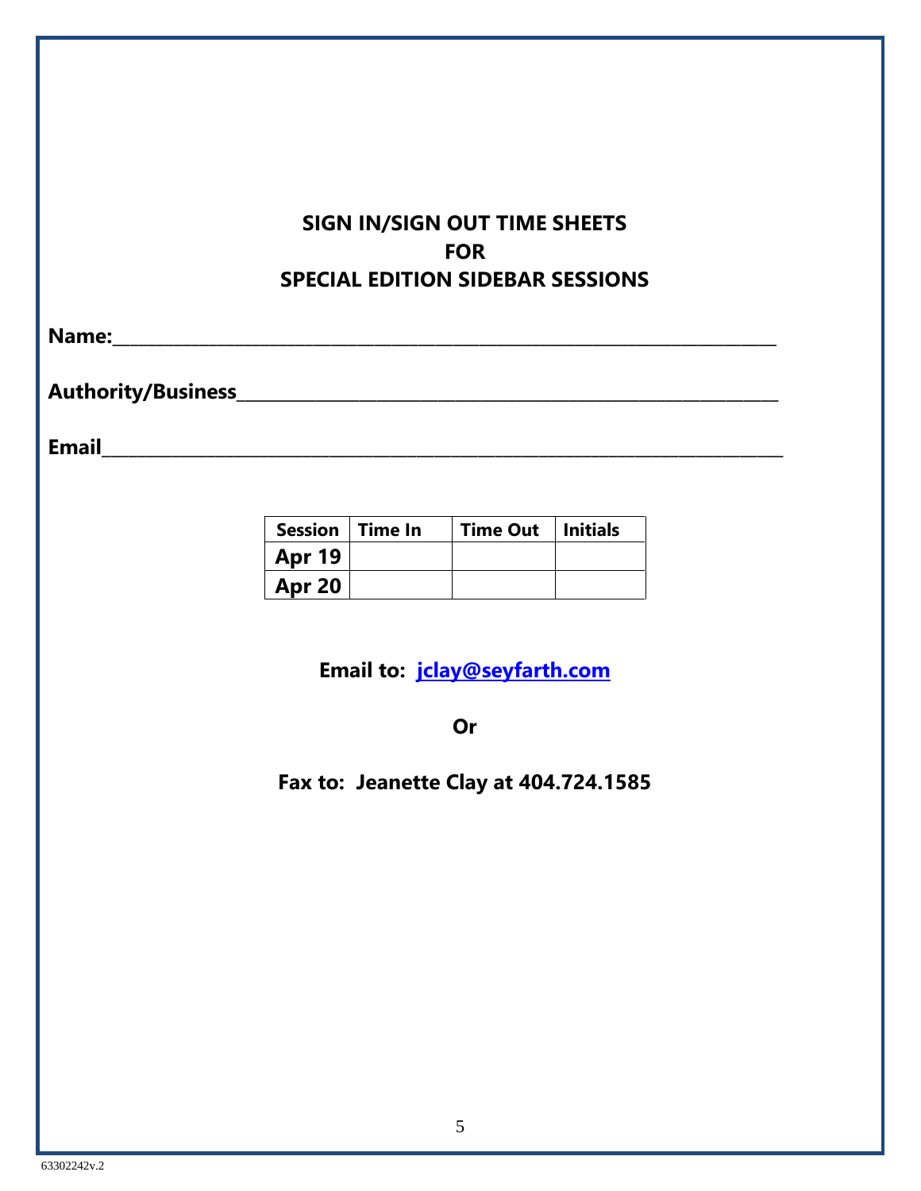# SIGN IN/SIGN OUT TIME SHEETS
# FOR
# SPECIAL EDITION SIDEBAR SESSIONS

**Name:**\_\_\_\_\_\_\_\_\_\_\_\_\_\_\_\_\_\_\_\_\_\_\_\_\_\_\_\_\_\_\_\_\_\_\_\_\_\_\_\_\_\_\_\_\_\_\_\_

**Authority/Business**\_\_\_\_\_\_\_\_\_\_\_\_\_\_\_\_\_\_\_\_\_\_\_\_\_\_\_\_\_\_\_\_\_\_\_\_\_\_\_\_

**Email**\_\_\_\_\_\_\_\_\_\_\_\_\_\_\_\_\_\_\_\_\_\_\_\_\_\_\_\_\_\_\_\_\_\_\_\_\_\_\_\_\_\_\_\_\_\_\_\_\_\_

| Session | Time In | Time Out | Initials |
|---|---|---|---|
| **Apr 19** | | | |
| **Apr 20** | | | |

**Email to: jclay@seyfarth.com**

**Or**

**Fax to: Jeanette Clay at 404.724.1585**

63302242v.2